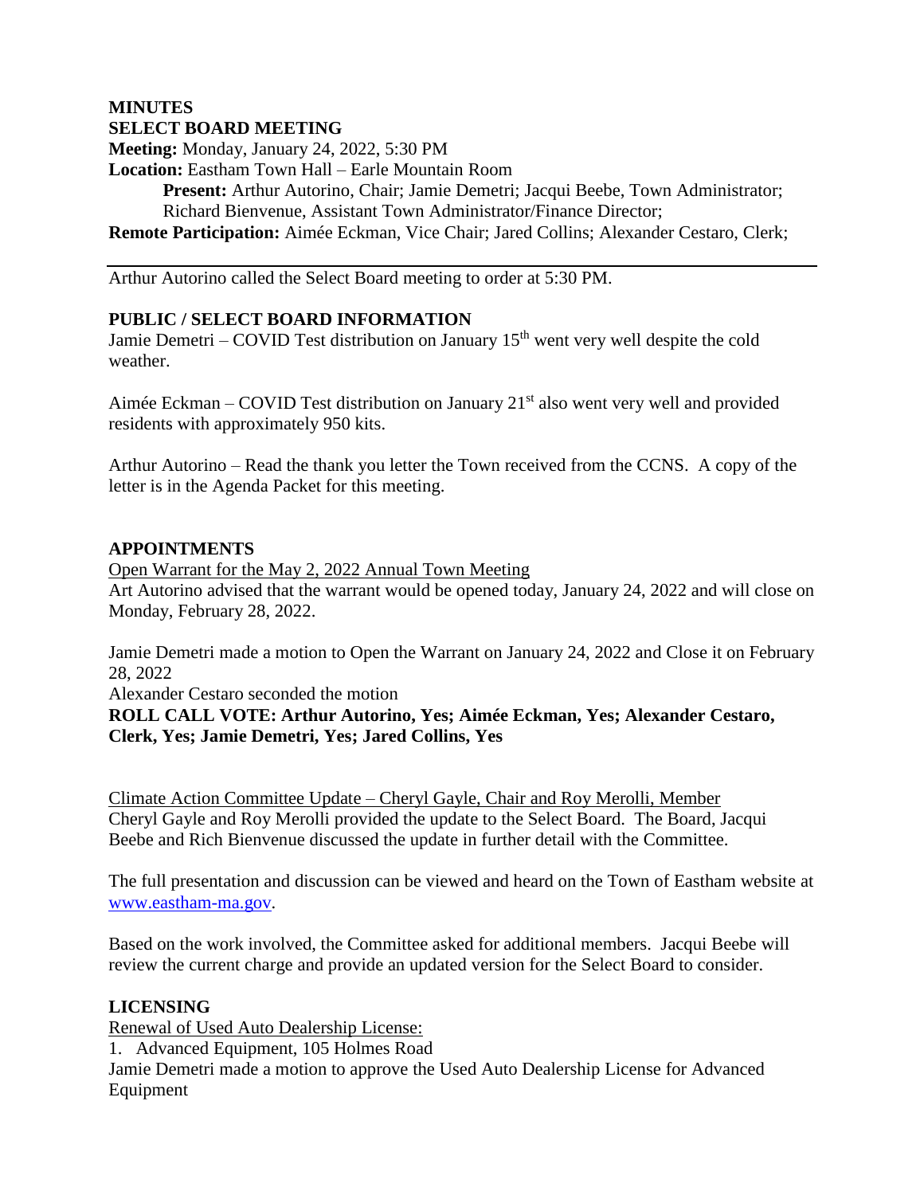**MINUTES**
**SELECT BOARD MEETING**

**Meeting:** Monday, January 24, 2022, 5:30 PM
**Location:** Eastham Town Hall – Earle Mountain Room

**Present:** Arthur Autorino, Chair; Jamie Demetri; Jacqui Beebe, Town Administrator; Richard Bienvenue, Assistant Town Administrator/Finance Director;

**Remote Participation:** Aimée Eckman, Vice Chair; Jared Collins; Alexander Cestaro, Clerk;

---

Arthur Autorino called the Select Board meeting to order at 5:30 PM.

**PUBLIC / SELECT BOARD INFORMATION**

Jamie Demetri – COVID Test distribution on January 15th went very well despite the cold weather.

Aimée Eckman – COVID Test distribution on January 21st also went very well and provided residents with approximately 950 kits.

Arthur Autorino – Read the thank you letter the Town received from the CCNS. A copy of the letter is in the Agenda Packet for this meeting.

**APPOINTMENTS**

Open Warrant for the May 2, 2022 Annual Town Meeting

Art Autorino advised that the warrant would be opened today, January 24, 2022 and will close on Monday, February 28, 2022.

Jamie Demetri made a motion to Open the Warrant on January 24, 2022 and Close it on February 28, 2022

Alexander Cestaro seconded the motion

**ROLL CALL VOTE: Arthur Autorino, Yes; Aimée Eckman, Yes; Alexander Cestaro, Clerk, Yes; Jamie Demetri, Yes; Jared Collins, Yes**

Climate Action Committee Update – Cheryl Gayle, Chair and Roy Merolli, Member

Cheryl Gayle and Roy Merolli provided the update to the Select Board. The Board, Jacqui Beebe and Rich Bienvenue discussed the update in further detail with the Committee.

The full presentation and discussion can be viewed and heard on the Town of Eastham website at www.eastham-ma.gov.

Based on the work involved, the Committee asked for additional members. Jacqui Beebe will review the current charge and provide an updated version for the Select Board to consider.

**LICENSING**

Renewal of Used Auto Dealership License:

1. Advanced Equipment, 105 Holmes Road

Jamie Demetri made a motion to approve the Used Auto Dealership License for Advanced Equipment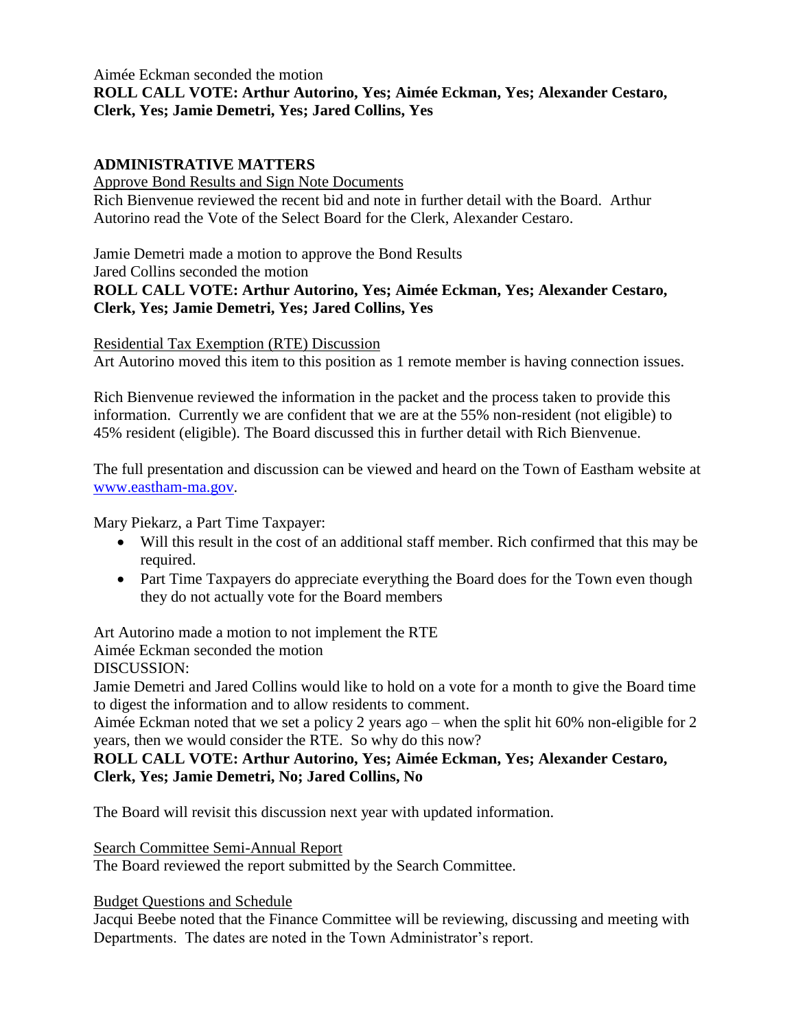Aimée Eckman seconded the motion

**ROLL CALL VOTE: Arthur Autorino, Yes; Aimée Eckman, Yes; Alexander Cestaro, Clerk, Yes; Jamie Demetri, Yes; Jared Collins, Yes**

## ADMINISTRATIVE MATTERS

Approve Bond Results and Sign Note Documents

Rich Bienvenue reviewed the recent bid and note in further detail with the Board. Arthur Autorino read the Vote of the Select Board for the Clerk, Alexander Cestaro.

Jamie Demetri made a motion to approve the Bond Results

Jared Collins seconded the motion

**ROLL CALL VOTE: Arthur Autorino, Yes; Aimée Eckman, Yes; Alexander Cestaro, Clerk, Yes; Jamie Demetri, Yes; Jared Collins, Yes**

Residential Tax Exemption (RTE) Discussion

Art Autorino moved this item to this position as 1 remote member is having connection issues.

Rich Bienvenue reviewed the information in the packet and the process taken to provide this information. Currently we are confident that we are at the 55% non-resident (not eligible) to 45% resident (eligible). The Board discussed this in further detail with Rich Bienvenue.

The full presentation and discussion can be viewed and heard on the Town of Eastham website at www.eastham-ma.gov.

Mary Piekarz, a Part Time Taxpayer:

- Will this result in the cost of an additional staff member. Rich confirmed that this may be required.
- Part Time Taxpayers do appreciate everything the Board does for the Town even though they do not actually vote for the Board members

Art Autorino made a motion to not implement the RTE

Aimée Eckman seconded the motion

DISCUSSION:

Jamie Demetri and Jared Collins would like to hold on a vote for a month to give the Board time to digest the information and to allow residents to comment.

Aimée Eckman noted that we set a policy 2 years ago – when the split hit 60% non-eligible for 2 years, then we would consider the RTE. So why do this now?

**ROLL CALL VOTE: Arthur Autorino, Yes; Aimée Eckman, Yes; Alexander Cestaro, Clerk, Yes; Jamie Demetri, No; Jared Collins, No**

The Board will revisit this discussion next year with updated information.

Search Committee Semi-Annual Report

The Board reviewed the report submitted by the Search Committee.

Budget Questions and Schedule

Jacqui Beebe noted that the Finance Committee will be reviewing, discussing and meeting with Departments. The dates are noted in the Town Administrator's report.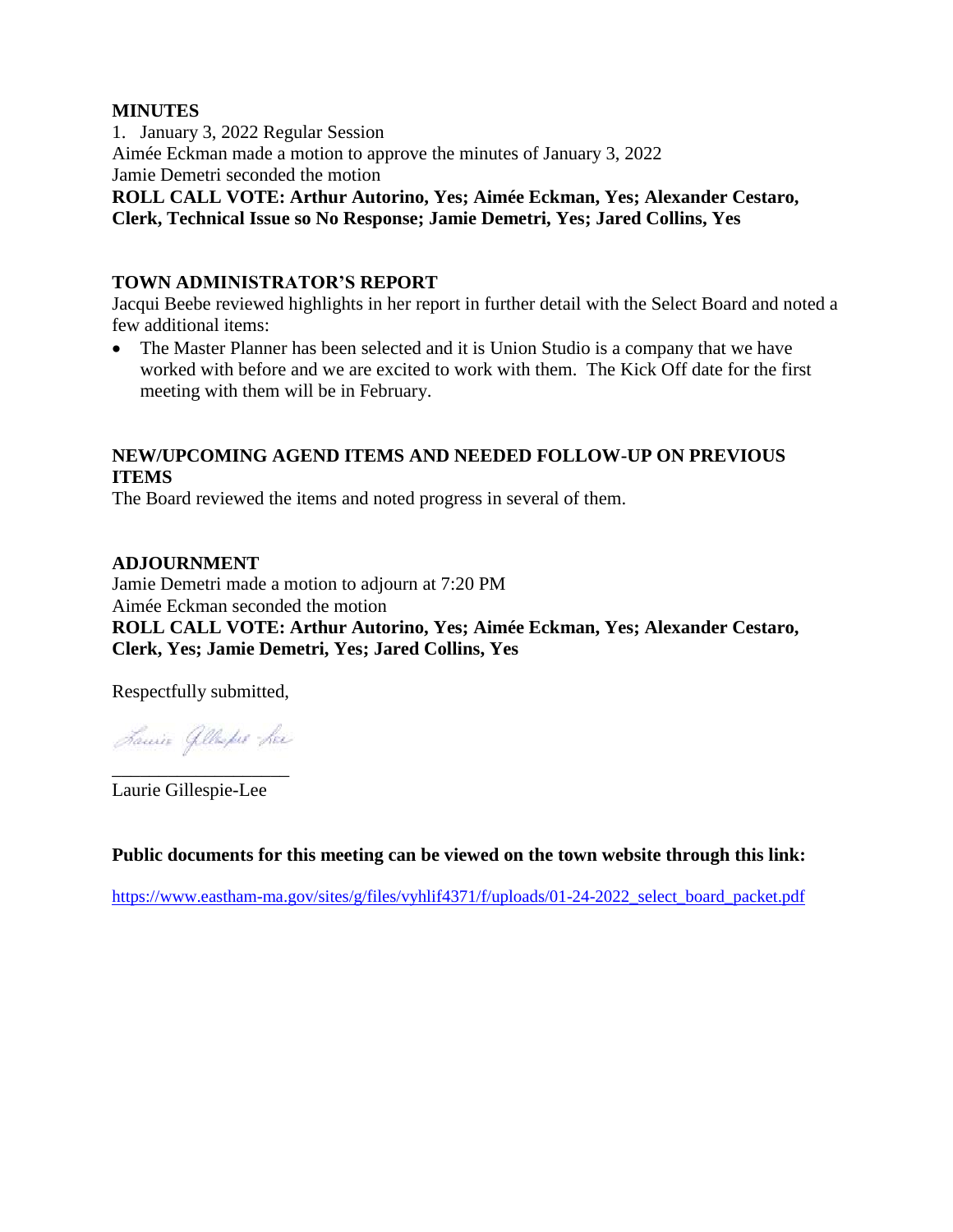**MINUTES**

1. January 3, 2022 Regular Session

Aimée Eckman made a motion to approve the minutes of January 3, 2022
Jamie Demetri seconded the motion

**ROLL CALL VOTE: Arthur Autorino, Yes; Aimée Eckman, Yes; Alexander Cestaro, Clerk, Technical Issue so No Response; Jamie Demetri, Yes; Jared Collins, Yes**

**TOWN ADMINISTRATOR'S REPORT**

Jacqui Beebe reviewed highlights in her report in further detail with the Select Board and noted a few additional items:

- The Master Planner has been selected and it is Union Studio is a company that we have worked with before and we are excited to work with them. The Kick Off date for the first meeting with them will be in February.

**NEW/UPCOMING AGEND ITEMS AND NEEDED FOLLOW-UP ON PREVIOUS ITEMS**

The Board reviewed the items and noted progress in several of them.

**ADJOURNMENT**

Jamie Demetri made a motion to adjourn at 7:20 PM
Aimée Eckman seconded the motion

**ROLL CALL VOTE: Arthur Autorino, Yes; Aimée Eckman, Yes; Alexander Cestaro, Clerk, Yes; Jamie Demetri, Yes; Jared Collins, Yes**

Respectfully submitted,

Laurie Gillespie-Lee

___________________

Laurie Gillespie-Lee

**Public documents for this meeting can be viewed on the town website through this link:**

https://www.eastham-ma.gov/sites/g/files/vyhlif4371/f/uploads/01-24-2022_select_board_packet.pdf